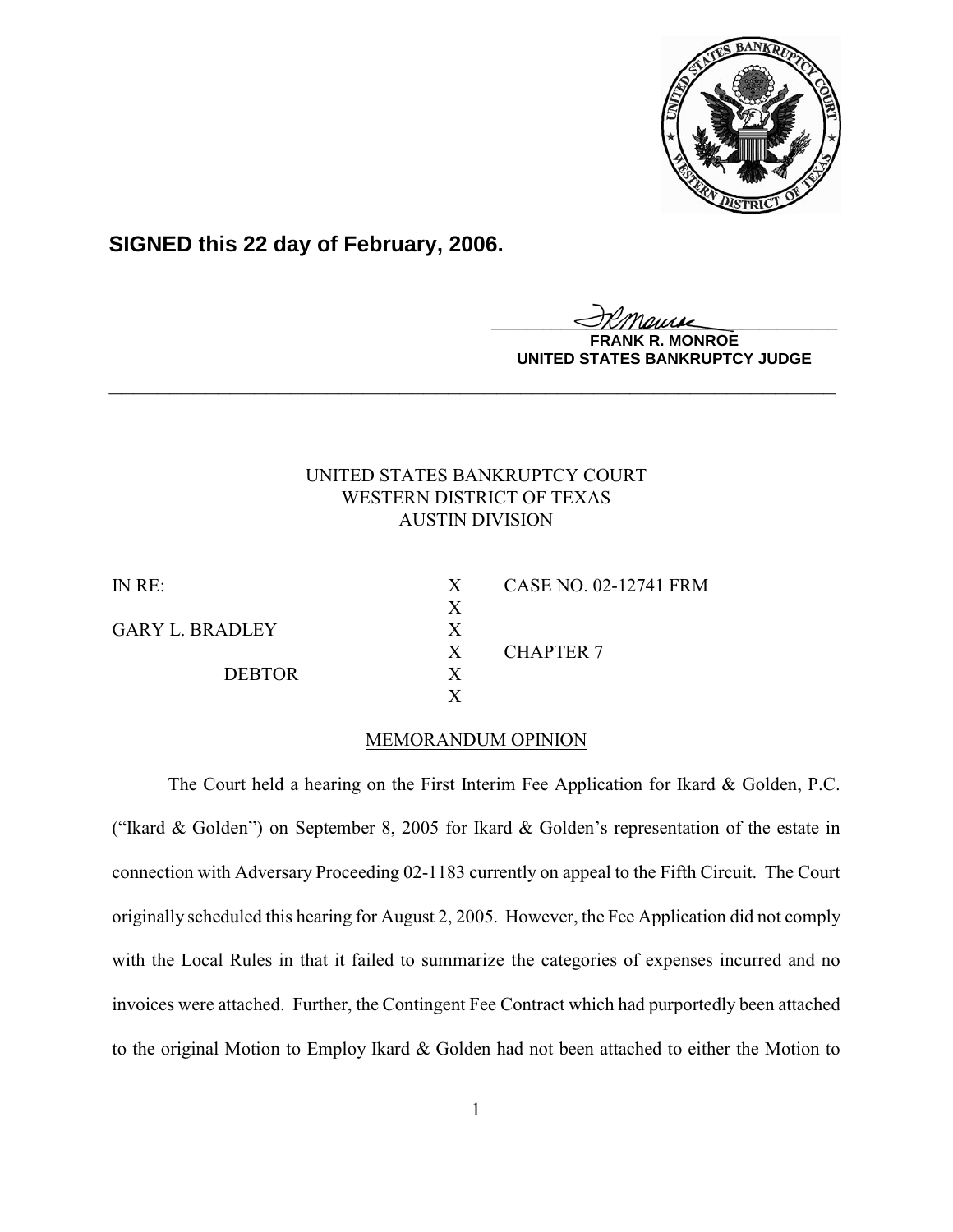**SIGNED this 22 day of February, 2006.**

**FRANK R. MONROE**
**UNITED STATES BANKRUPTCY JUDGE**

---

UNITED STATES BANKRUPTCY COURT
WESTERN DISTRICT OF TEXAS
AUSTIN DIVISION

| | | |
|---|---|---|
| IN RE: | X | CASE NO. 02-12741 FRM |
| | X | |
| GARY L. BRADLEY | X | |
| | X | CHAPTER 7 |
| DEBTOR | X | |
| | X | |

MEMORANDUM OPINION

The Court held a hearing on the First Interim Fee Application for Ikard & Golden, P.C. ("Ikard & Golden") on September 8, 2005 for Ikard & Golden's representation of the estate in connection with Adversary Proceeding 02-1183 currently on appeal to the Fifth Circuit. The Court originally scheduled this hearing for August 2, 2005. However, the Fee Application did not comply with the Local Rules in that it failed to summarize the categories of expenses incurred and no invoices were attached. Further, the Contingent Fee Contract which had purportedly been attached to the original Motion to Employ Ikard & Golden had not been attached to either the Motion to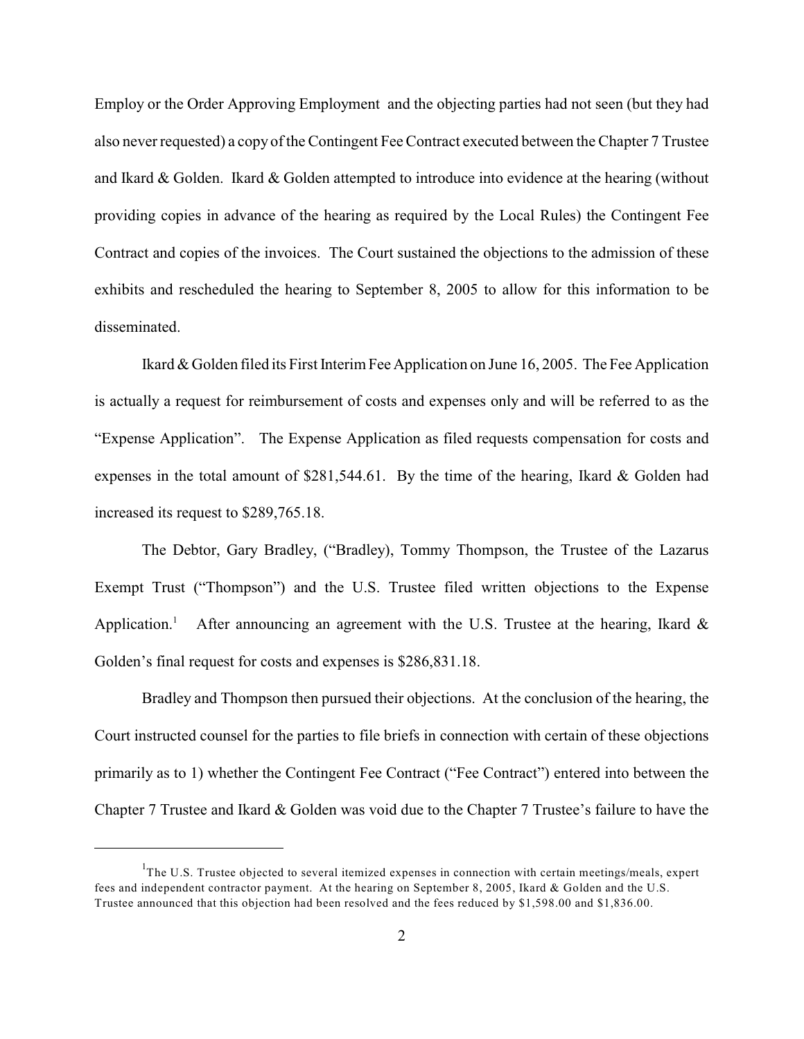Employ or the Order Approving Employment and the objecting parties had not seen (but they had also never requested) a copy of the Contingent Fee Contract executed between the Chapter 7 Trustee and Ikard & Golden. Ikard & Golden attempted to introduce into evidence at the hearing (without providing copies in advance of the hearing as required by the Local Rules) the Contingent Fee Contract and copies of the invoices. The Court sustained the objections to the admission of these exhibits and rescheduled the hearing to September 8, 2005 to allow for this information to be disseminated.

Ikard & Golden filed its First Interim Fee Application on June 16, 2005. The Fee Application is actually a request for reimbursement of costs and expenses only and will be referred to as the "Expense Application". The Expense Application as filed requests compensation for costs and expenses in the total amount of $281,544.61. By the time of the hearing, Ikard & Golden had increased its request to $289,765.18.

The Debtor, Gary Bradley, ("Bradley), Tommy Thompson, the Trustee of the Lazarus Exempt Trust ("Thompson") and the U.S. Trustee filed written objections to the Expense Application.[1] After announcing an agreement with the U.S. Trustee at the hearing, Ikard & Golden's final request for costs and expenses is $286,831.18.

Bradley and Thompson then pursued their objections. At the conclusion of the hearing, the Court instructed counsel for the parties to file briefs in connection with certain of these objections primarily as to 1) whether the Contingent Fee Contract ("Fee Contract") entered into between the Chapter 7 Trustee and Ikard & Golden was void due to the Chapter 7 Trustee's failure to have the

---

[1] The U.S. Trustee objected to several itemized expenses in connection with certain meetings/meals, expert fees and independent contractor payment. At the hearing on September 8, 2005, Ikard & Golden and the U.S. Trustee announced that this objection had been resolved and the fees reduced by $1,598.00 and $1,836.00.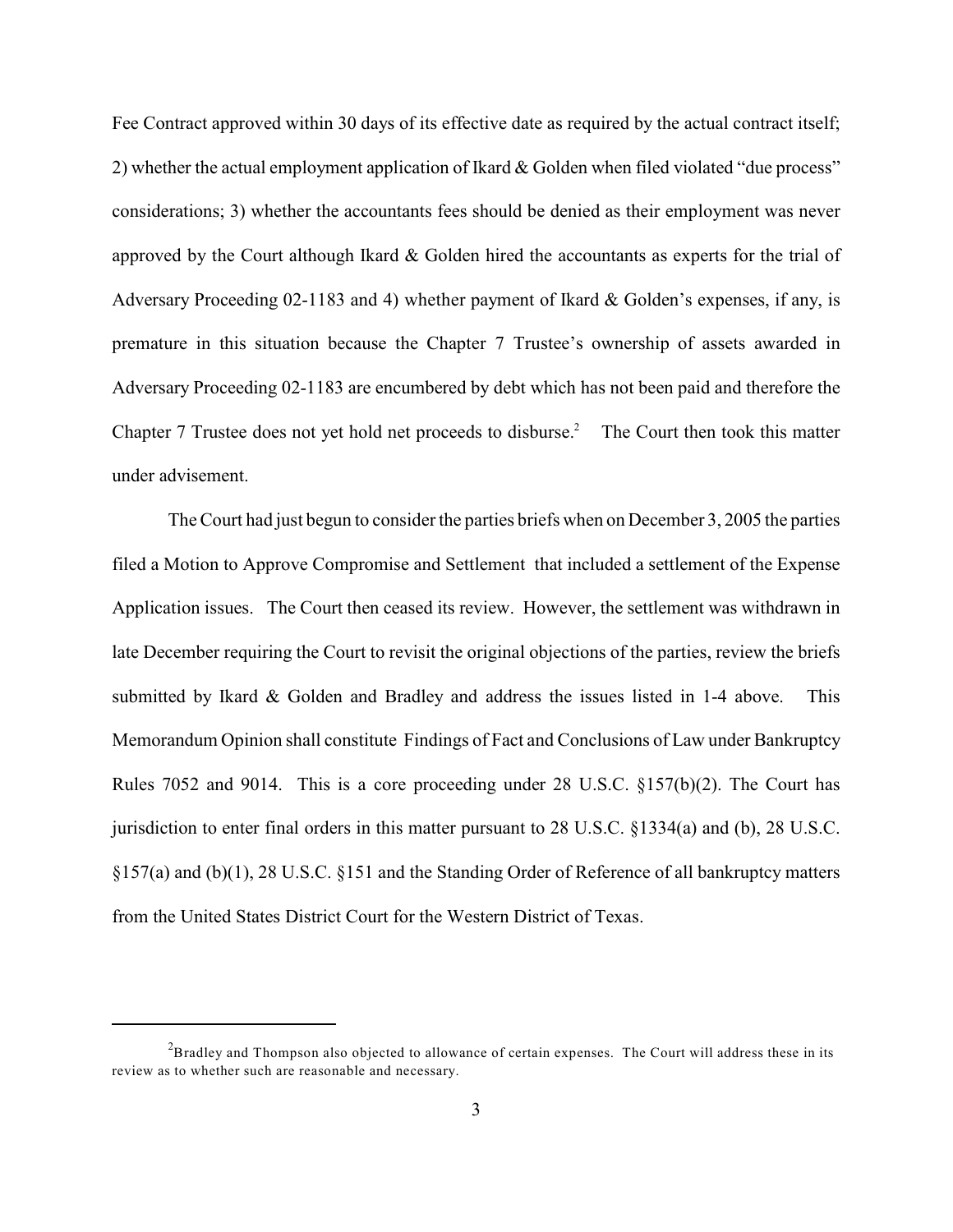Fee Contract approved within 30 days of its effective date as required by the actual contract itself; 2) whether the actual employment application of Ikard & Golden when filed violated "due process" considerations; 3) whether the accountants fees should be denied as their employment was never approved by the Court although Ikard & Golden hired the accountants as experts for the trial of Adversary Proceeding 02-1183 and 4) whether payment of Ikard & Golden's expenses, if any, is premature in this situation because the Chapter 7 Trustee's ownership of assets awarded in Adversary Proceeding 02-1183 are encumbered by debt which has not been paid and therefore the Chapter 7 Trustee does not yet hold net proceeds to disburse.[2] The Court then took this matter under advisement.

The Court had just begun to consider the parties briefs when on December 3, 2005 the parties filed a Motion to Approve Compromise and Settlement that included a settlement of the Expense Application issues. The Court then ceased its review. However, the settlement was withdrawn in late December requiring the Court to revisit the original objections of the parties, review the briefs submitted by Ikard & Golden and Bradley and address the issues listed in 1-4 above. This Memorandum Opinion shall constitute Findings of Fact and Conclusions of Law under Bankruptcy Rules 7052 and 9014. This is a core proceeding under 28 U.S.C. §157(b)(2). The Court has jurisdiction to enter final orders in this matter pursuant to 28 U.S.C. §1334(a) and (b), 28 U.S.C. §157(a) and (b)(1), 28 U.S.C. §151 and the Standing Order of Reference of all bankruptcy matters from the United States District Court for the Western District of Texas.

---

[2] Bradley and Thompson also objected to allowance of certain expenses. The Court will address these in its review as to whether such are reasonable and necessary.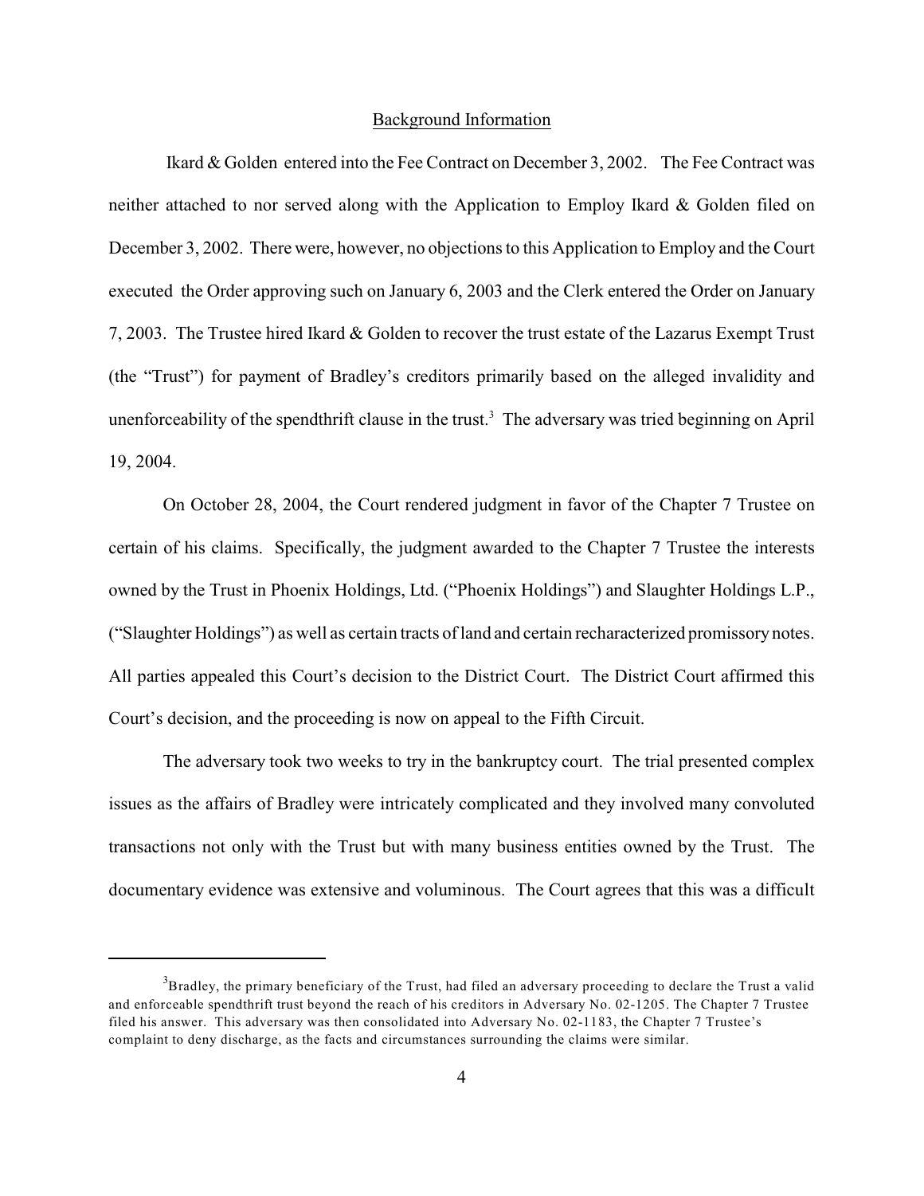## Background Information

Ikard & Golden entered into the Fee Contract on December 3, 2002. The Fee Contract was neither attached to nor served along with the Application to Employ Ikard & Golden filed on December 3, 2002. There were, however, no objections to this Application to Employ and the Court executed the Order approving such on January 6, 2003 and the Clerk entered the Order on January 7, 2003. The Trustee hired Ikard & Golden to recover the trust estate of the Lazarus Exempt Trust (the "Trust") for payment of Bradley's creditors primarily based on the alleged invalidity and unenforceability of the spendthrift clause in the trust.[3] The adversary was tried beginning on April 19, 2004.

On October 28, 2004, the Court rendered judgment in favor of the Chapter 7 Trustee on certain of his claims. Specifically, the judgment awarded to the Chapter 7 Trustee the interests owned by the Trust in Phoenix Holdings, Ltd. ("Phoenix Holdings") and Slaughter Holdings L.P., ("Slaughter Holdings") as well as certain tracts of land and certain recharacterized promissory notes. All parties appealed this Court's decision to the District Court. The District Court affirmed this Court's decision, and the proceeding is now on appeal to the Fifth Circuit.

The adversary took two weeks to try in the bankruptcy court. The trial presented complex issues as the affairs of Bradley were intricately complicated and they involved many convoluted transactions not only with the Trust but with many business entities owned by the Trust. The documentary evidence was extensive and voluminous. The Court agrees that this was a difficult

---

[3] Bradley, the primary beneficiary of the Trust, had filed an adversary proceeding to declare the Trust a valid and enforceable spendthrift trust beyond the reach of his creditors in Adversary No. 02-1205. The Chapter 7 Trustee filed his answer. This adversary was then consolidated into Adversary No. 02-1183, the Chapter 7 Trustee's complaint to deny discharge, as the facts and circumstances surrounding the claims were similar.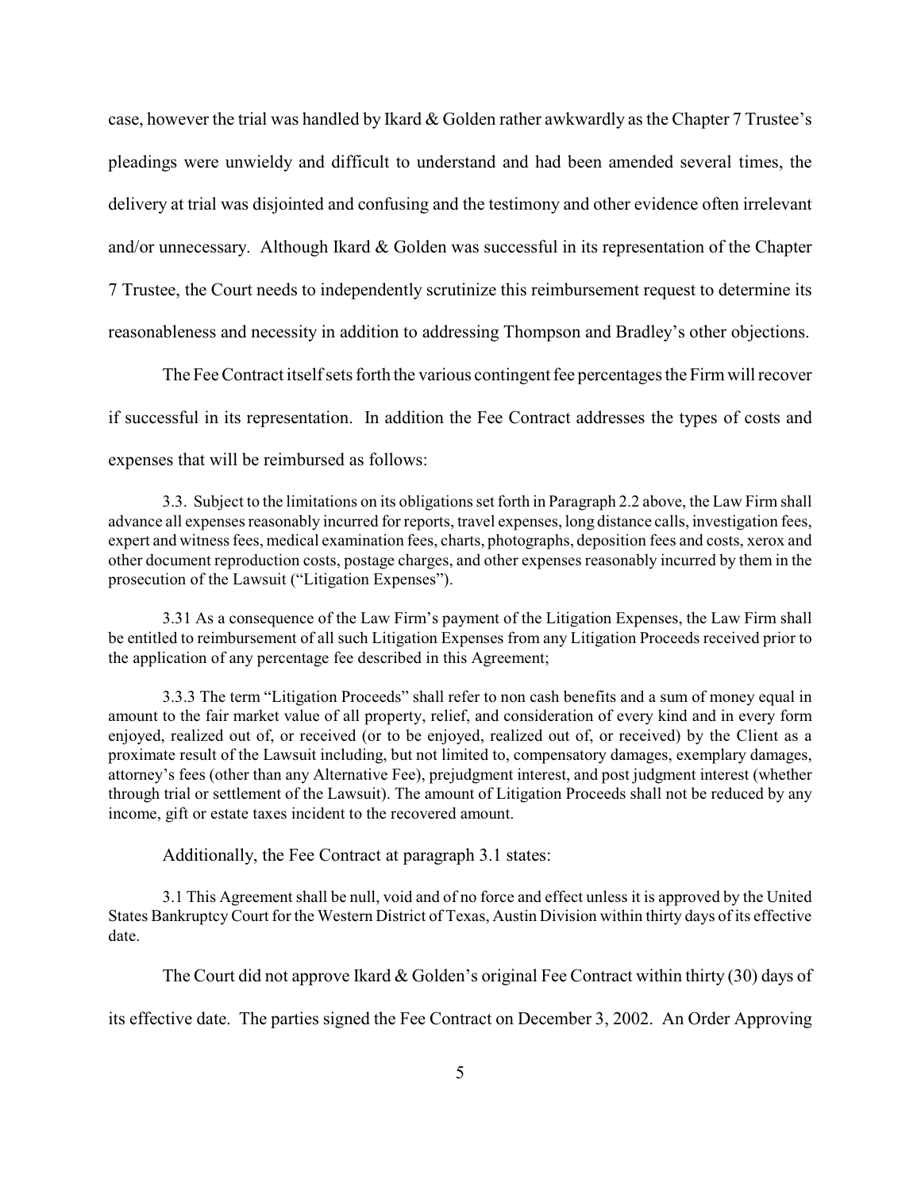case, however the trial was handled by Ikard & Golden rather awkwardly as the Chapter 7 Trustee's pleadings were unwieldy and difficult to understand and had been amended several times, the delivery at trial was disjointed and confusing and the testimony and other evidence often irrelevant and/or unnecessary. Although Ikard & Golden was successful in its representation of the Chapter 7 Trustee, the Court needs to independently scrutinize this reimbursement request to determine its reasonableness and necessity in addition to addressing Thompson and Bradley's other objections.

The Fee Contract itself sets forth the various contingent fee percentages the Firm will recover if successful in its representation. In addition the Fee Contract addresses the types of costs and expenses that will be reimbursed as follows:

> 3.3. Subject to the limitations on its obligations set forth in Paragraph 2.2 above, the Law Firm shall advance all expenses reasonably incurred for reports, travel expenses, long distance calls, investigation fees, expert and witness fees, medical examination fees, charts, photographs, deposition fees and costs, xerox and other document reproduction costs, postage charges, and other expenses reasonably incurred by them in the prosecution of the Lawsuit ("Litigation Expenses").
>
> 3.31 As a consequence of the Law Firm's payment of the Litigation Expenses, the Law Firm shall be entitled to reimbursement of all such Litigation Expenses from any Litigation Proceeds received prior to the application of any percentage fee described in this Agreement;
>
> 3.3.3 The term "Litigation Proceeds" shall refer to non cash benefits and a sum of money equal in amount to the fair market value of all property, relief, and consideration of every kind and in every form enjoyed, realized out of, or received (or to be enjoyed, realized out of, or received) by the Client as a proximate result of the Lawsuit including, but not limited to, compensatory damages, exemplary damages, attorney's fees (other than any Alternative Fee), prejudgment interest, and post judgment interest (whether through trial or settlement of the Lawsuit). The amount of Litigation Proceeds shall not be reduced by any income, gift or estate taxes incident to the recovered amount.

Additionally, the Fee Contract at paragraph 3.1 states:

> 3.1 This Agreement shall be null, void and of no force and effect unless it is approved by the United States Bankruptcy Court for the Western District of Texas, Austin Division within thirty days of its effective date.

The Court did not approve Ikard & Golden's original Fee Contract within thirty (30) days of its effective date. The parties signed the Fee Contract on December 3, 2002. An Order Approving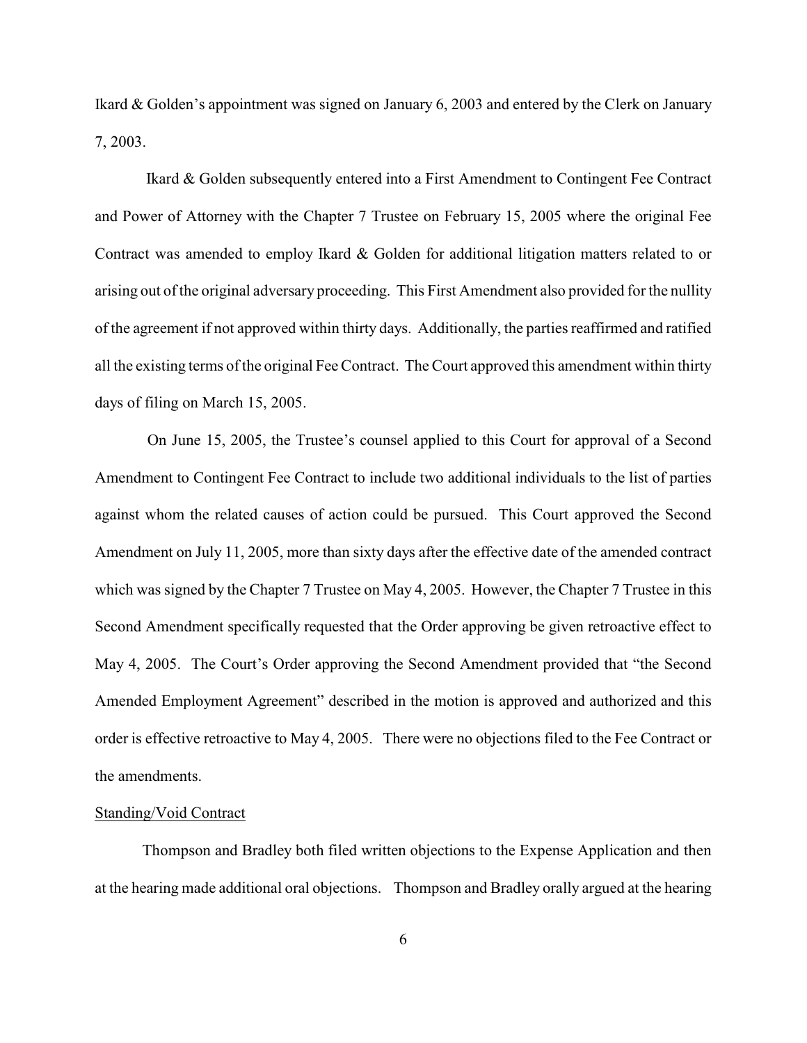Ikard & Golden's appointment was signed on January 6, 2003 and entered by the Clerk on January 7, 2003.

Ikard & Golden subsequently entered into a First Amendment to Contingent Fee Contract and Power of Attorney with the Chapter 7 Trustee on February 15, 2005 where the original Fee Contract was amended to employ Ikard & Golden for additional litigation matters related to or arising out of the original adversary proceeding. This First Amendment also provided for the nullity of the agreement if not approved within thirty days. Additionally, the parties reaffirmed and ratified all the existing terms of the original Fee Contract. The Court approved this amendment within thirty days of filing on March 15, 2005.

On June 15, 2005, the Trustee's counsel applied to this Court for approval of a Second Amendment to Contingent Fee Contract to include two additional individuals to the list of parties against whom the related causes of action could be pursued. This Court approved the Second Amendment on July 11, 2005, more than sixty days after the effective date of the amended contract which was signed by the Chapter 7 Trustee on May 4, 2005. However, the Chapter 7 Trustee in this Second Amendment specifically requested that the Order approving be given retroactive effect to May 4, 2005. The Court's Order approving the Second Amendment provided that "the Second Amended Employment Agreement" described in the motion is approved and authorized and this order is effective retroactive to May 4, 2005. There were no objections filed to the Fee Contract or the amendments.

Standing/Void Contract

Thompson and Bradley both filed written objections to the Expense Application and then at the hearing made additional oral objections. Thompson and Bradley orally argued at the hearing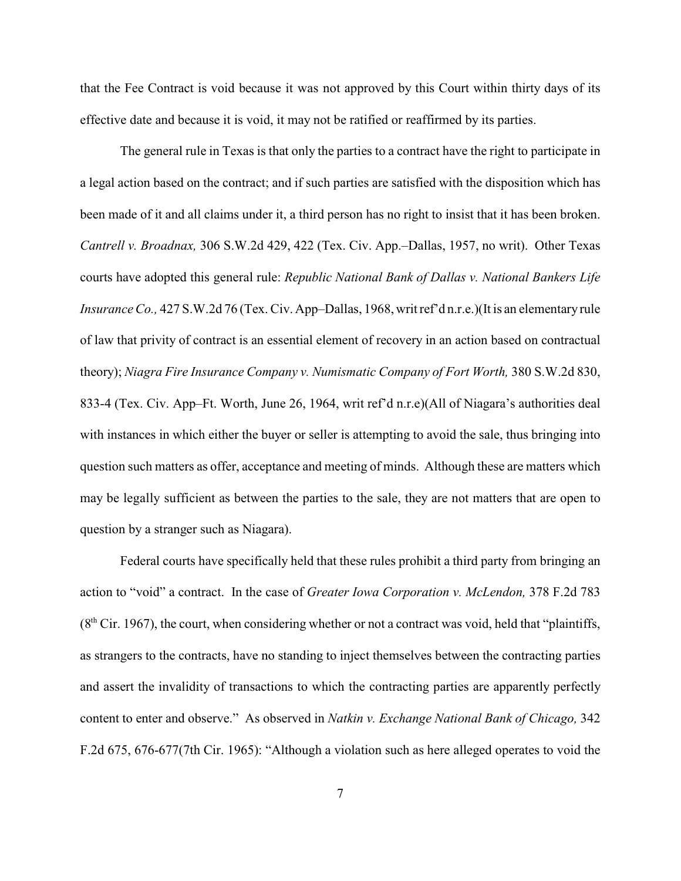that the Fee Contract is void because it was not approved by this Court within thirty days of its effective date and because it is void, it may not be ratified or reaffirmed by its parties.

The general rule in Texas is that only the parties to a contract have the right to participate in a legal action based on the contract; and if such parties are satisfied with the disposition which has been made of it and all claims under it, a third person has no right to insist that it has been broken. *Cantrell v. Broadnax,* 306 S.W.2d 429, 422 (Tex. Civ. App.–Dallas, 1957, no writ). Other Texas courts have adopted this general rule: *Republic National Bank of Dallas v. National Bankers Life Insurance Co.,* 427 S.W.2d 76 (Tex. Civ. App–Dallas, 1968, writ ref'd n.r.e.)(It is an elementary rule of law that privity of contract is an essential element of recovery in an action based on contractual theory); *Niagra Fire Insurance Company v. Numismatic Company of Fort Worth,* 380 S.W.2d 830, 833-4 (Tex. Civ. App–Ft. Worth, June 26, 1964, writ ref'd n.r.e)(All of Niagara's authorities deal with instances in which either the buyer or seller is attempting to avoid the sale, thus bringing into question such matters as offer, acceptance and meeting of minds. Although these are matters which may be legally sufficient as between the parties to the sale, they are not matters that are open to question by a stranger such as Niagara).

Federal courts have specifically held that these rules prohibit a third party from bringing an action to "void" a contract. In the case of *Greater Iowa Corporation v. McLendon,* 378 F.2d 783 (8th Cir. 1967), the court, when considering whether or not a contract was void, held that "plaintiffs, as strangers to the contracts, have no standing to inject themselves between the contracting parties and assert the invalidity of transactions to which the contracting parties are apparently perfectly content to enter and observe." As observed in *Natkin v. Exchange National Bank of Chicago,* 342 F.2d 675, 676-677(7th Cir. 1965): "Although a violation such as here alleged operates to void the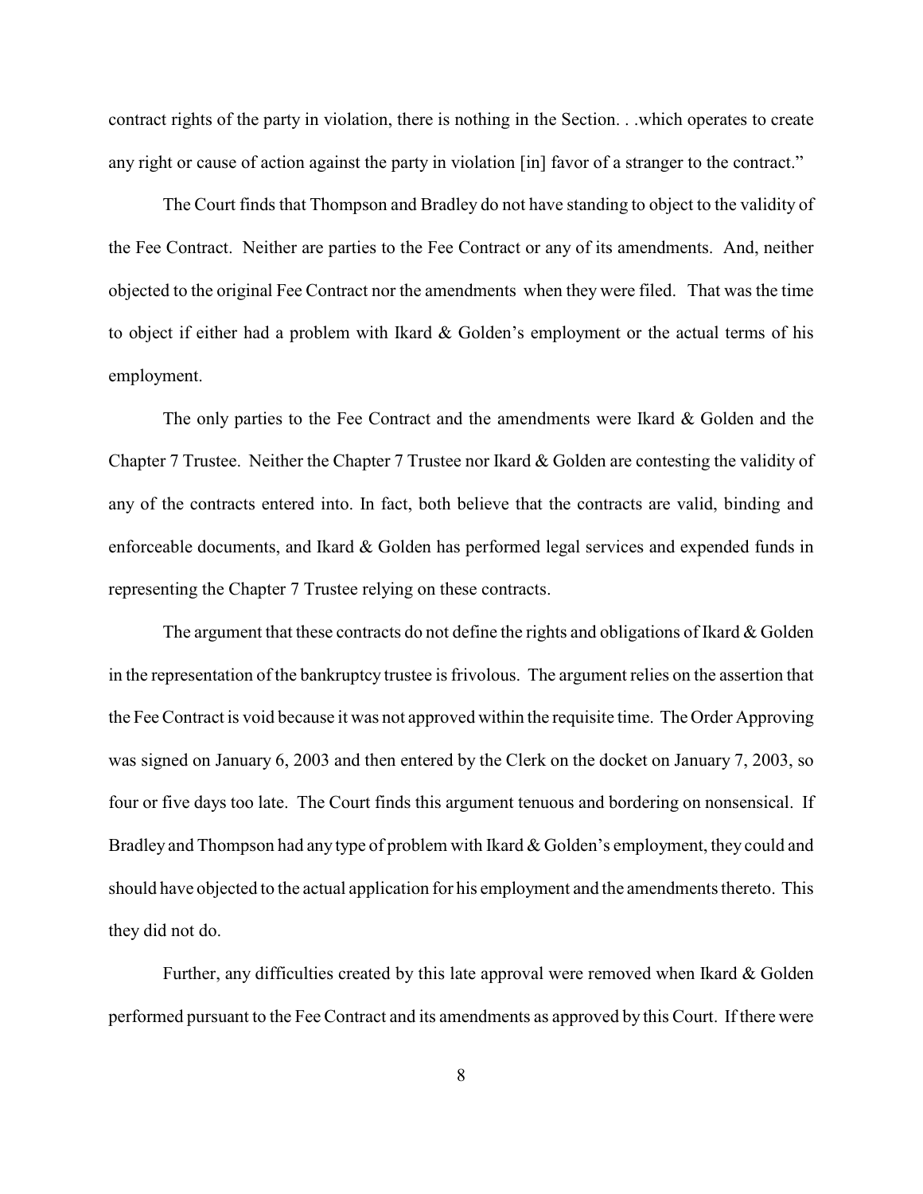contract rights of the party in violation, there is nothing in the Section. . .which operates to create any right or cause of action against the party in violation [in] favor of a stranger to the contract."

The Court finds that Thompson and Bradley do not have standing to object to the validity of the Fee Contract. Neither are parties to the Fee Contract or any of its amendments. And, neither objected to the original Fee Contract nor the amendments when they were filed. That was the time to object if either had a problem with Ikard & Golden's employment or the actual terms of his employment.

The only parties to the Fee Contract and the amendments were Ikard & Golden and the Chapter 7 Trustee. Neither the Chapter 7 Trustee nor Ikard & Golden are contesting the validity of any of the contracts entered into. In fact, both believe that the contracts are valid, binding and enforceable documents, and Ikard & Golden has performed legal services and expended funds in representing the Chapter 7 Trustee relying on these contracts.

The argument that these contracts do not define the rights and obligations of Ikard & Golden in the representation of the bankruptcy trustee is frivolous. The argument relies on the assertion that the Fee Contract is void because it was not approved within the requisite time. The Order Approving was signed on January 6, 2003 and then entered by the Clerk on the docket on January 7, 2003, so four or five days too late. The Court finds this argument tenuous and bordering on nonsensical. If Bradley and Thompson had any type of problem with Ikard & Golden's employment, they could and should have objected to the actual application for his employment and the amendments thereto. This they did not do.

Further, any difficulties created by this late approval were removed when Ikard & Golden performed pursuant to the Fee Contract and its amendments as approved by this Court. If there were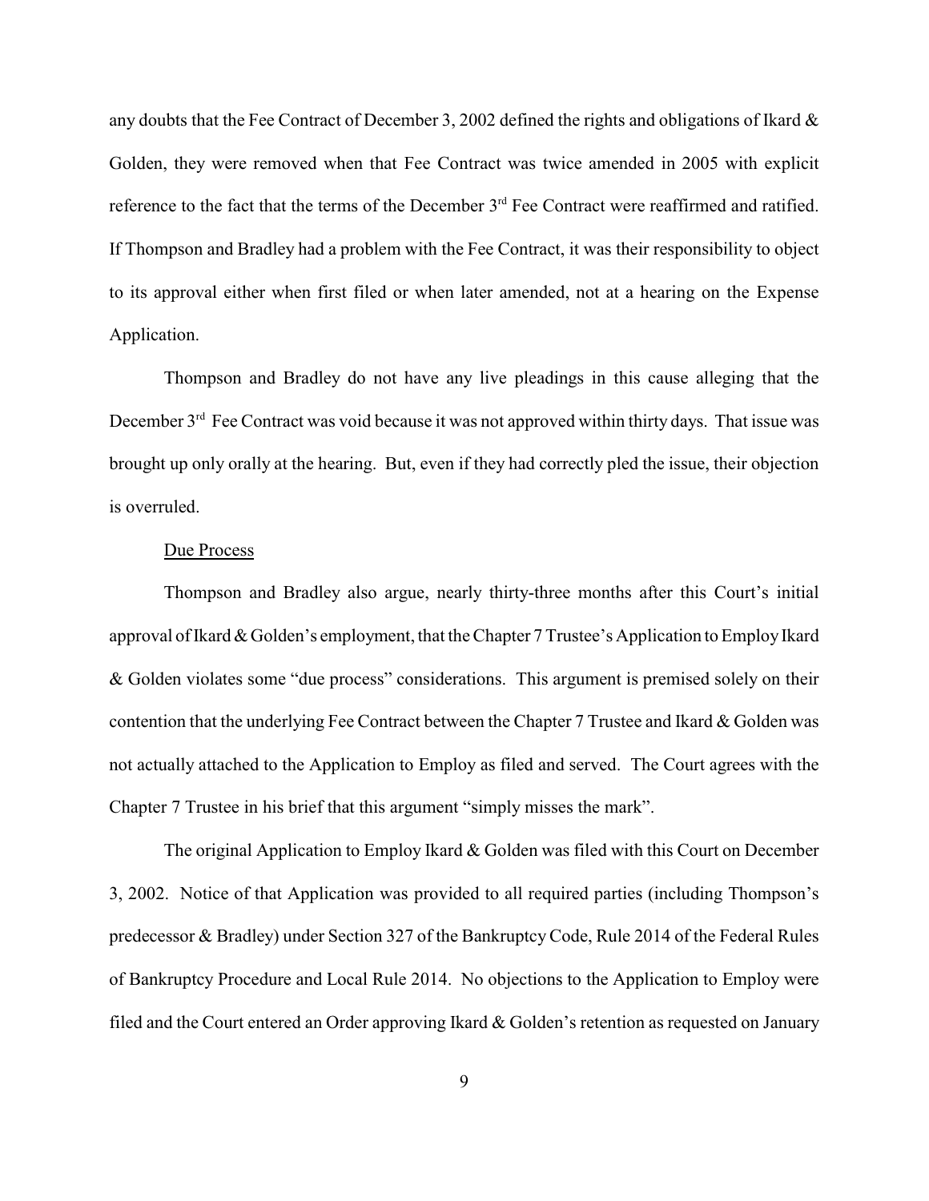any doubts that the Fee Contract of December 3, 2002 defined the rights and obligations of Ikard & Golden, they were removed when that Fee Contract was twice amended in 2005 with explicit reference to the fact that the terms of the December 3rd Fee Contract were reaffirmed and ratified. If Thompson and Bradley had a problem with the Fee Contract, it was their responsibility to object to its approval either when first filed or when later amended, not at a hearing on the Expense Application.

Thompson and Bradley do not have any live pleadings in this cause alleging that the December 3rd Fee Contract was void because it was not approved within thirty days. That issue was brought up only orally at the hearing. But, even if they had correctly pled the issue, their objection is overruled.

Due Process

Thompson and Bradley also argue, nearly thirty-three months after this Court's initial approval of Ikard & Golden's employment, that the Chapter 7 Trustee's Application to Employ Ikard & Golden violates some "due process" considerations. This argument is premised solely on their contention that the underlying Fee Contract between the Chapter 7 Trustee and Ikard & Golden was not actually attached to the Application to Employ as filed and served. The Court agrees with the Chapter 7 Trustee in his brief that this argument "simply misses the mark".

The original Application to Employ Ikard & Golden was filed with this Court on December 3, 2002. Notice of that Application was provided to all required parties (including Thompson's predecessor & Bradley) under Section 327 of the Bankruptcy Code, Rule 2014 of the Federal Rules of Bankruptcy Procedure and Local Rule 2014. No objections to the Application to Employ were filed and the Court entered an Order approving Ikard & Golden's retention as requested on January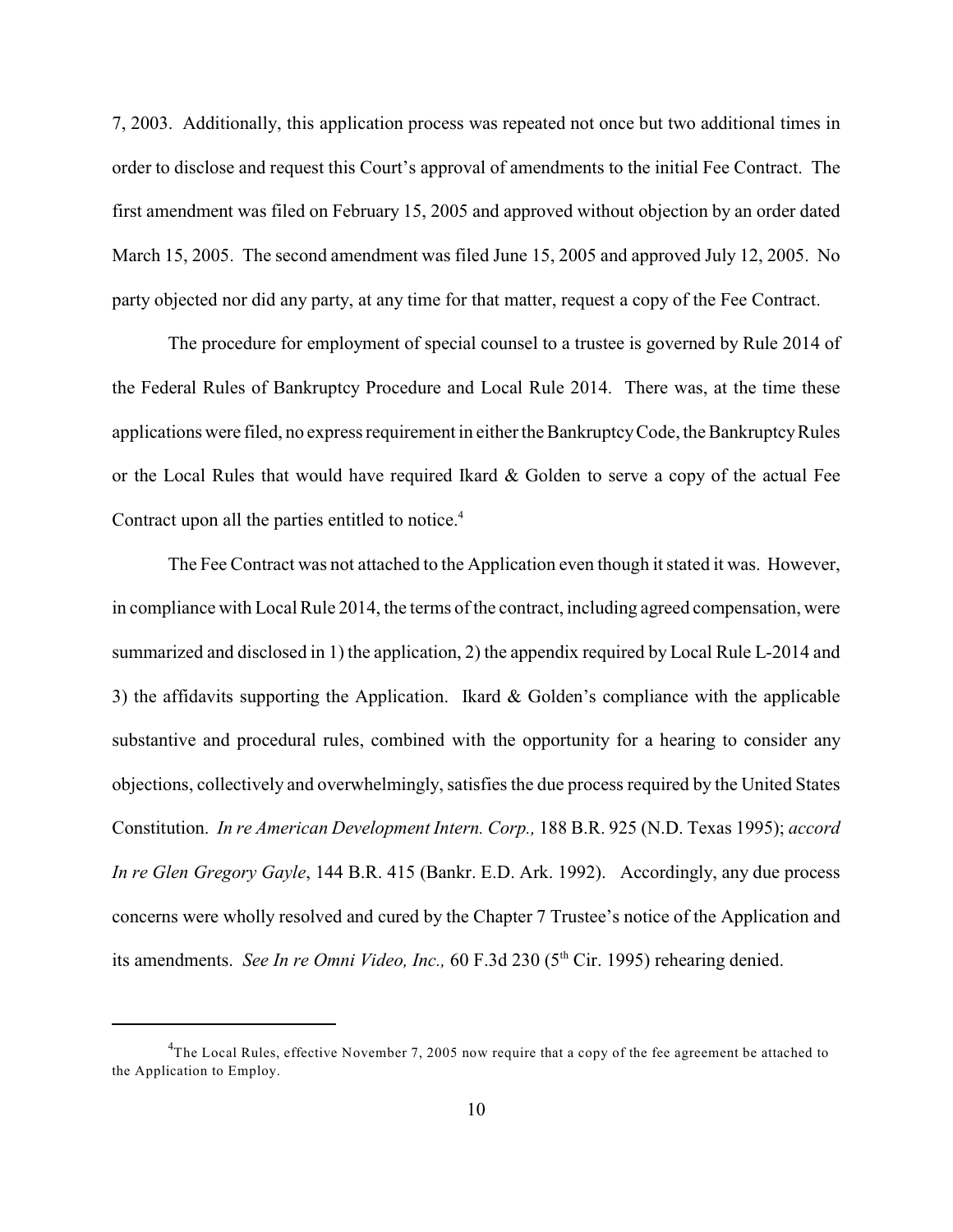7, 2003. Additionally, this application process was repeated not once but two additional times in order to disclose and request this Court's approval of amendments to the initial Fee Contract. The first amendment was filed on February 15, 2005 and approved without objection by an order dated March 15, 2005. The second amendment was filed June 15, 2005 and approved July 12, 2005. No party objected nor did any party, at any time for that matter, request a copy of the Fee Contract.

The procedure for employment of special counsel to a trustee is governed by Rule 2014 of the Federal Rules of Bankruptcy Procedure and Local Rule 2014. There was, at the time these applications were filed, no express requirement in either the Bankruptcy Code, the Bankruptcy Rules or the Local Rules that would have required Ikard & Golden to serve a copy of the actual Fee Contract upon all the parties entitled to notice.[4]

The Fee Contract was not attached to the Application even though it stated it was. However, in compliance with Local Rule 2014, the terms of the contract, including agreed compensation, were summarized and disclosed in 1) the application, 2) the appendix required by Local Rule L-2014 and 3) the affidavits supporting the Application. Ikard & Golden's compliance with the applicable substantive and procedural rules, combined with the opportunity for a hearing to consider any objections, collectively and overwhelmingly, satisfies the due process required by the United States Constitution. *In re American Development Intern. Corp.,* 188 B.R. 925 (N.D. Texas 1995); *accord In re Glen Gregory Gayle*, 144 B.R. 415 (Bankr. E.D. Ark. 1992). Accordingly, any due process concerns were wholly resolved and cured by the Chapter 7 Trustee's notice of the Application and its amendments. *See In re Omni Video, Inc.,* 60 F.3d 230 (5th Cir. 1995) rehearing denied.

---

[4]The Local Rules, effective November 7, 2005 now require that a copy of the fee agreement be attached to the Application to Employ.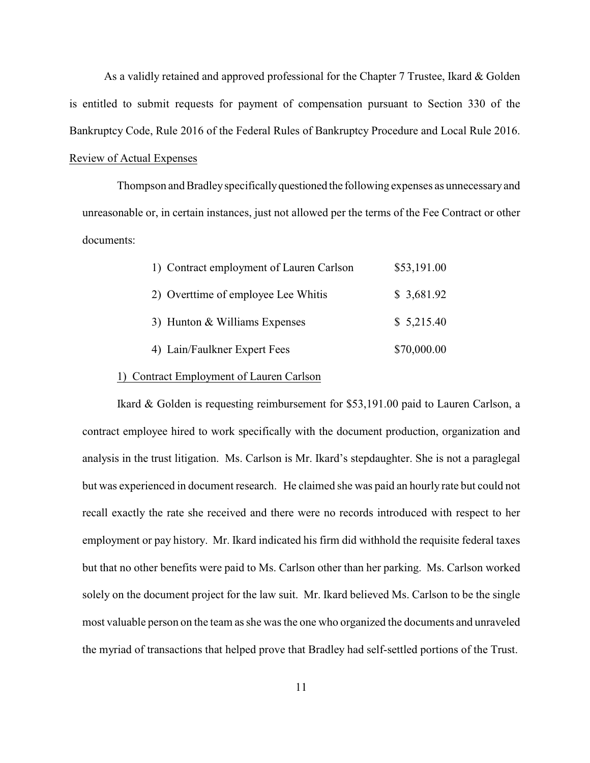As a validly retained and approved professional for the Chapter 7 Trustee, Ikard & Golden is entitled to submit requests for payment of compensation pursuant to Section 330 of the Bankruptcy Code, Rule 2016 of the Federal Rules of Bankruptcy Procedure and Local Rule 2016.

<u>Review of Actual Expenses</u>

Thompson and Bradley specifically questioned the following expenses as unnecessary and unreasonable or, in certain instances, just not allowed per the terms of the Fee Contract or other documents:

| | |
|---|---|
| 1) Contract employment of Lauren Carlson | \$53,191.00 |
| 2) Overttime of employee Lee Whitis | \$ 3,681.92 |
| 3) Hunton & Williams Expenses | \$ 5,215.40 |
| 4) Lain/Faulkner Expert Fees | \$70,000.00 |

<u>1) Contract Employment of Lauren Carlson</u>

Ikard & Golden is requesting reimbursement for \$53,191.00 paid to Lauren Carlson, a contract employee hired to work specifically with the document production, organization and analysis in the trust litigation. Ms. Carlson is Mr. Ikard's stepdaughter. She is not a paraglegal but was experienced in document research. He claimed she was paid an hourly rate but could not recall exactly the rate she received and there were no records introduced with respect to her employment or pay history. Mr. Ikard indicated his firm did withhold the requisite federal taxes but that no other benefits were paid to Ms. Carlson other than her parking. Ms. Carlson worked solely on the document project for the law suit. Mr. Ikard believed Ms. Carlson to be the single most valuable person on the team as she was the one who organized the documents and unraveled the myriad of transactions that helped prove that Bradley had self-settled portions of the Trust.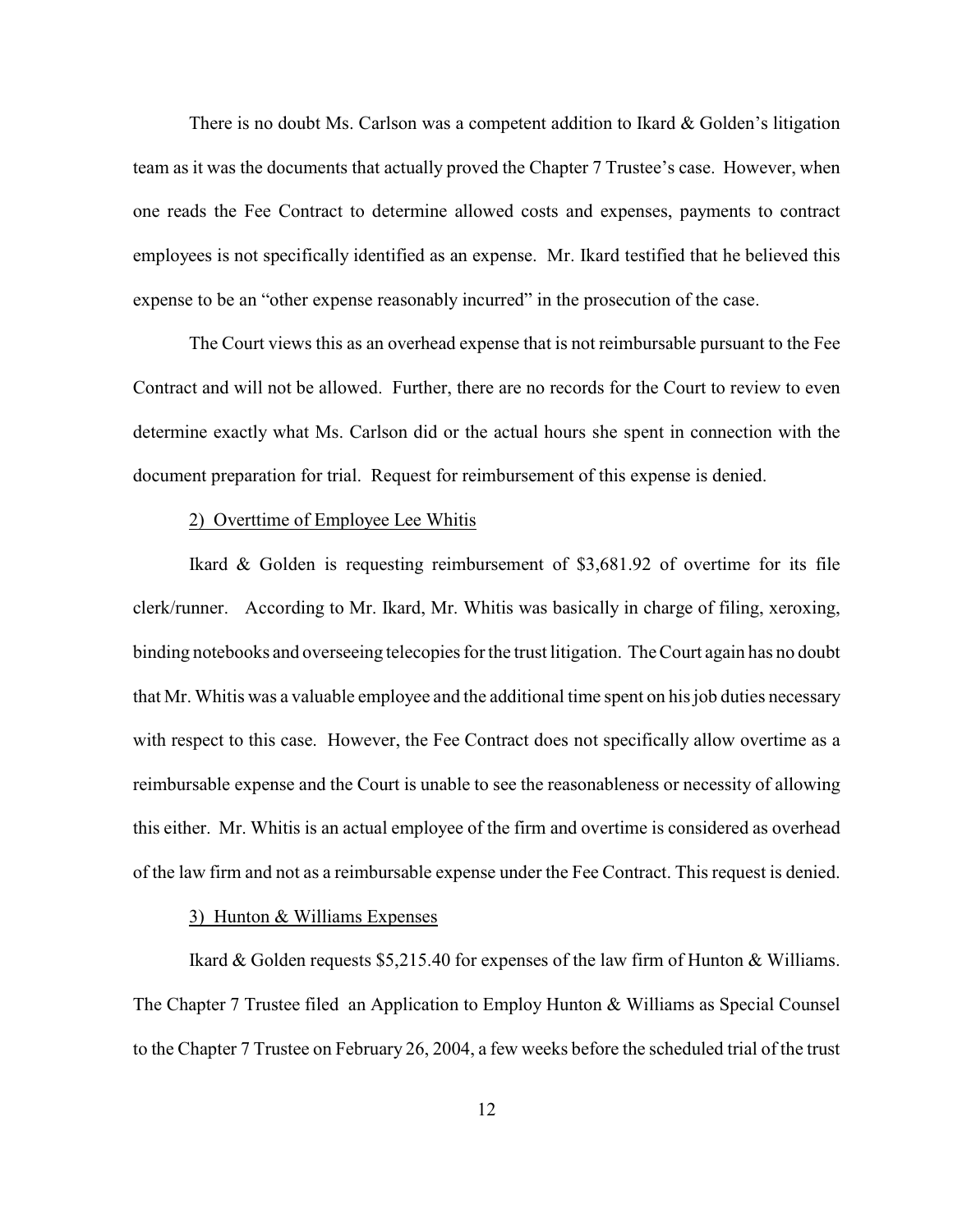There is no doubt Ms. Carlson was a competent addition to Ikard & Golden's litigation team as it was the documents that actually proved the Chapter 7 Trustee's case. However, when one reads the Fee Contract to determine allowed costs and expenses, payments to contract employees is not specifically identified as an expense. Mr. Ikard testified that he believed this expense to be an "other expense reasonably incurred" in the prosecution of the case.

The Court views this as an overhead expense that is not reimbursable pursuant to the Fee Contract and will not be allowed. Further, there are no records for the Court to review to even determine exactly what Ms. Carlson did or the actual hours she spent in connection with the document preparation for trial. Request for reimbursement of this expense is denied.

<u>2) Overttime of Employee Lee Whitis</u>

Ikard & Golden is requesting reimbursement of $3,681.92 of overtime for its file clerk/runner. According to Mr. Ikard, Mr. Whitis was basically in charge of filing, xeroxing, binding notebooks and overseeing telecopies for the trust litigation. The Court again has no doubt that Mr. Whitis was a valuable employee and the additional time spent on his job duties necessary with respect to this case. However, the Fee Contract does not specifically allow overtime as a reimbursable expense and the Court is unable to see the reasonableness or necessity of allowing this either. Mr. Whitis is an actual employee of the firm and overtime is considered as overhead of the law firm and not as a reimbursable expense under the Fee Contract. This request is denied.

<u>3) Hunton & Williams Expenses</u>

Ikard & Golden requests $5,215.40 for expenses of the law firm of Hunton & Williams. The Chapter 7 Trustee filed an Application to Employ Hunton & Williams as Special Counsel to the Chapter 7 Trustee on February 26, 2004, a few weeks before the scheduled trial of the trust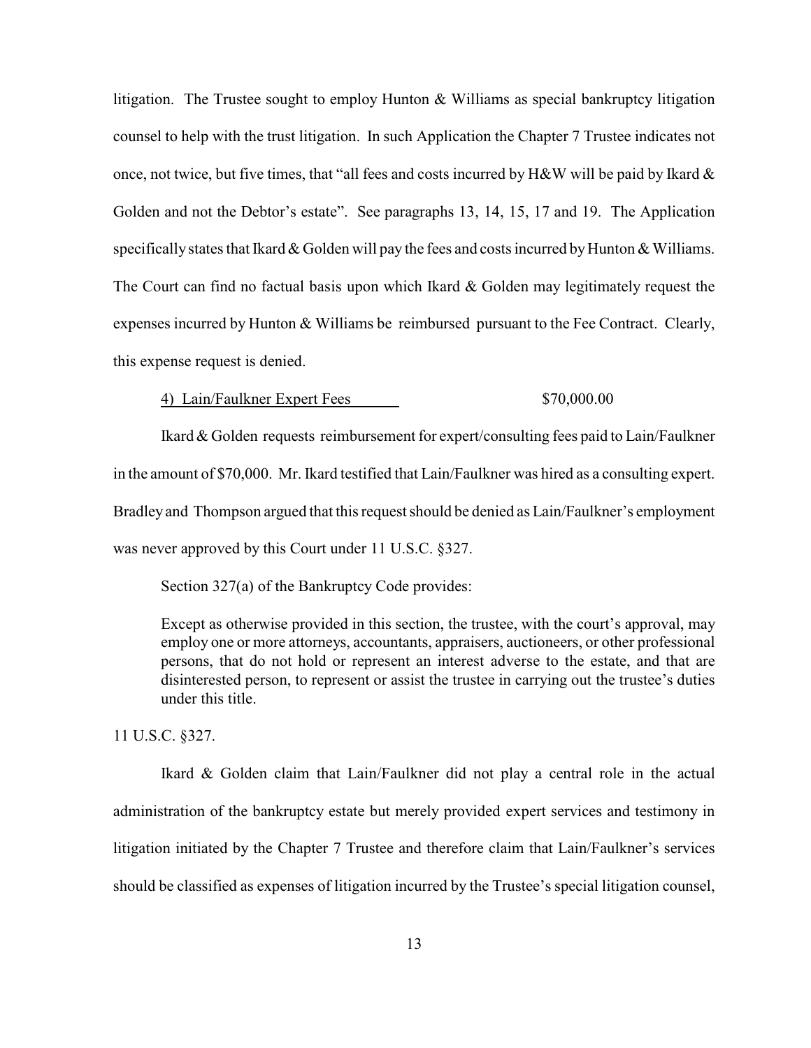litigation. The Trustee sought to employ Hunton & Williams as special bankruptcy litigation counsel to help with the trust litigation. In such Application the Chapter 7 Trustee indicates not once, not twice, but five times, that "all fees and costs incurred by H&W will be paid by Ikard & Golden and not the Debtor's estate". See paragraphs 13, 14, 15, 17 and 19. The Application specifically states that Ikard & Golden will pay the fees and costs incurred by Hunton & Williams. The Court can find no factual basis upon which Ikard & Golden may legitimately request the expenses incurred by Hunton & Williams be reimbursed pursuant to the Fee Contract. Clearly, this expense request is denied.

<u>4) Lain/Faulkner Expert Fees</u> $70,000.00

Ikard & Golden requests reimbursement for expert/consulting fees paid to Lain/Faulkner in the amount of $70,000. Mr. Ikard testified that Lain/Faulkner was hired as a consulting expert. Bradley and Thompson argued that this request should be denied as Lain/Faulkner's employment was never approved by this Court under 11 U.S.C. §327.

Section 327(a) of the Bankruptcy Code provides:

> Except as otherwise provided in this section, the trustee, with the court's approval, may employ one or more attorneys, accountants, appraisers, auctioneers, or other professional persons, that do not hold or represent an interest adverse to the estate, and that are disinterested person, to represent or assist the trustee in carrying out the trustee's duties under this title.

11 U.S.C. §327.

Ikard & Golden claim that Lain/Faulkner did not play a central role in the actual administration of the bankruptcy estate but merely provided expert services and testimony in litigation initiated by the Chapter 7 Trustee and therefore claim that Lain/Faulkner's services should be classified as expenses of litigation incurred by the Trustee's special litigation counsel,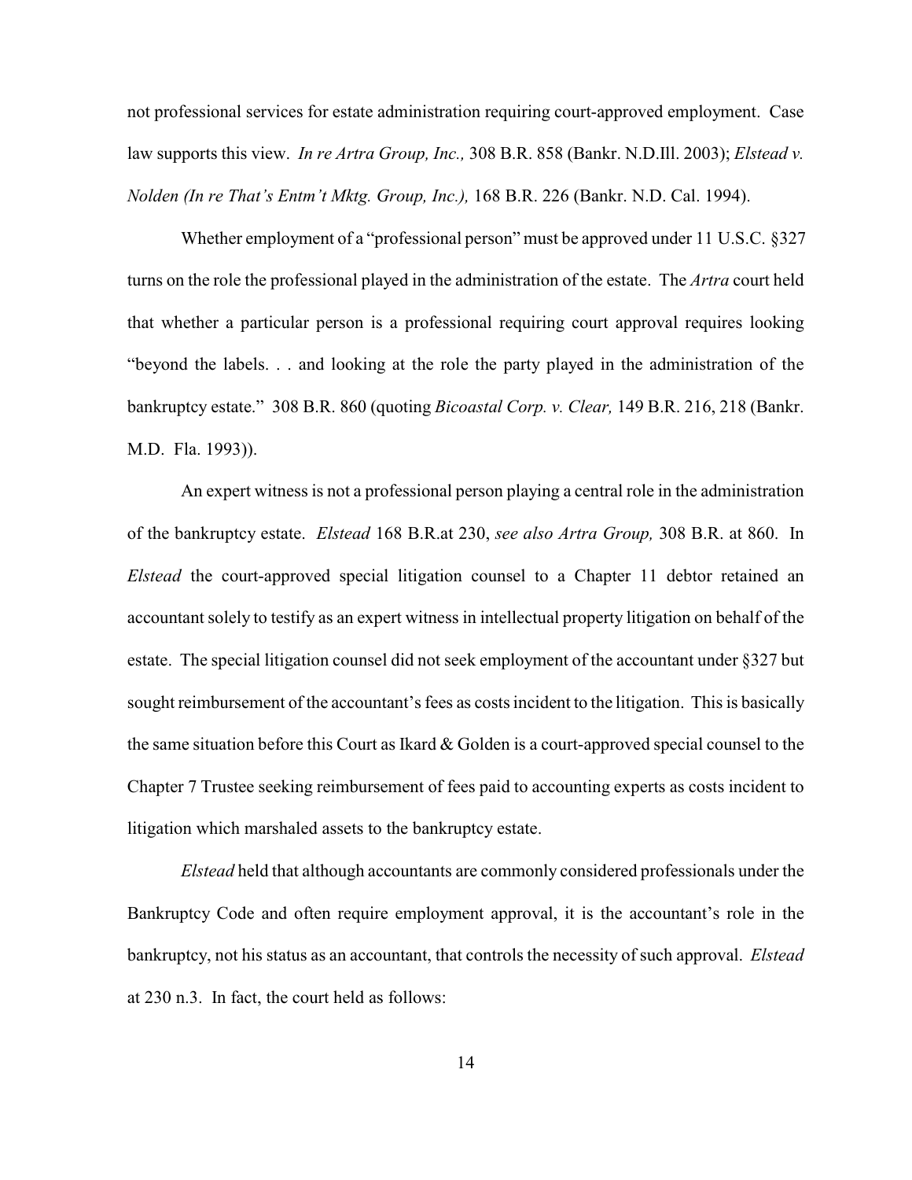not professional services for estate administration requiring court-approved employment. Case law supports this view. *In re Artra Group, Inc.,* 308 B.R. 858 (Bankr. N.D.Ill. 2003); *Elstead v. Nolden (In re That's Entm't Mktg. Group, Inc.),* 168 B.R. 226 (Bankr. N.D. Cal. 1994).

Whether employment of a "professional person" must be approved under 11 U.S.C. §327 turns on the role the professional played in the administration of the estate. The *Artra* court held that whether a particular person is a professional requiring court approval requires looking "beyond the labels. . . and looking at the role the party played in the administration of the bankruptcy estate." 308 B.R. 860 (quoting *Bicoastal Corp. v. Clear,* 149 B.R. 216, 218 (Bankr. M.D. Fla. 1993)).

An expert witness is not a professional person playing a central role in the administration of the bankruptcy estate. *Elstead* 168 B.R.at 230, *see also Artra Group,* 308 B.R. at 860. In *Elstead* the court-approved special litigation counsel to a Chapter 11 debtor retained an accountant solely to testify as an expert witness in intellectual property litigation on behalf of the estate. The special litigation counsel did not seek employment of the accountant under §327 but sought reimbursement of the accountant's fees as costs incident to the litigation. This is basically the same situation before this Court as Ikard & Golden is a court-approved special counsel to the Chapter 7 Trustee seeking reimbursement of fees paid to accounting experts as costs incident to litigation which marshaled assets to the bankruptcy estate.

*Elstead* held that although accountants are commonly considered professionals under the Bankruptcy Code and often require employment approval, it is the accountant's role in the bankruptcy, not his status as an accountant, that controls the necessity of such approval. *Elstead* at 230 n.3. In fact, the court held as follows: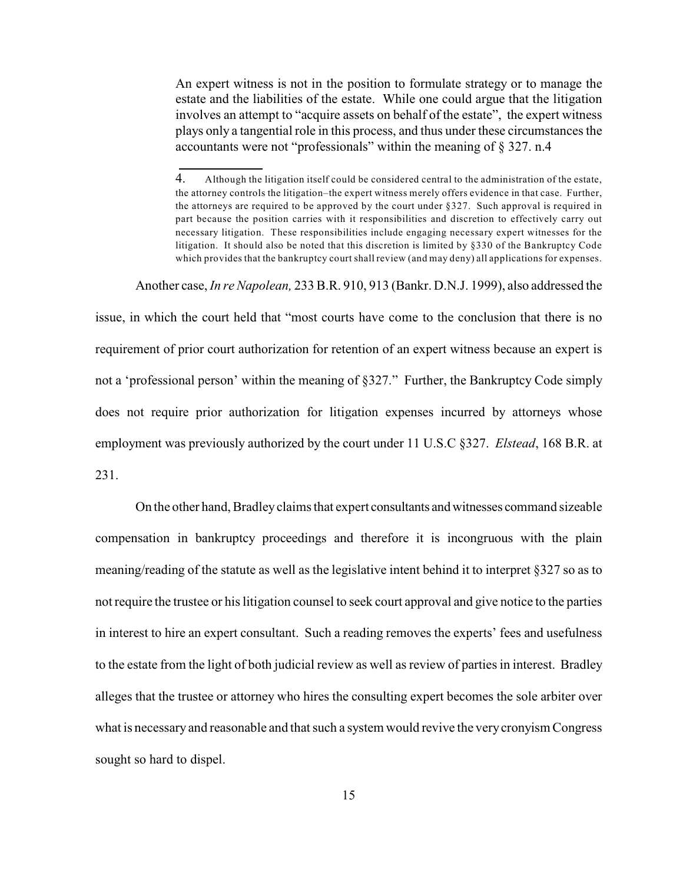> An expert witness is not in the position to formulate strategy or to manage the estate and the liabilities of the estate. While one could argue that the litigation involves an attempt to "acquire assets on behalf of the estate", the expert witness plays only a tangential role in this process, and thus under these circumstances the accountants were not "professionals" within the meaning of § 327. n.4
>
> 4. Although the litigation itself could be considered central to the administration of the estate, the attorney controls the litigation–the expert witness merely offers evidence in that case. Further, the attorneys are required to be approved by the court under §327. Such approval is required in part because the position carries with it responsibilities and discretion to effectively carry out necessary litigation. These responsibilities include engaging necessary expert witnesses for the litigation. It should also be noted that this discretion is limited by §330 of the Bankruptcy Code which provides that the bankruptcy court shall review (and may deny) all applications for expenses.

Another case, *In re Napolean,* 233 B.R. 910, 913 (Bankr. D.N.J. 1999), also addressed the issue, in which the court held that "most courts have come to the conclusion that there is no requirement of prior court authorization for retention of an expert witness because an expert is not a 'professional person' within the meaning of §327." Further, the Bankruptcy Code simply does not require prior authorization for litigation expenses incurred by attorneys whose employment was previously authorized by the court under 11 U.S.C §327. *Elstead*, 168 B.R. at 231.

On the other hand, Bradley claims that expert consultants and witnesses command sizeable compensation in bankruptcy proceedings and therefore it is incongruous with the plain meaning/reading of the statute as well as the legislative intent behind it to interpret §327 so as to not require the trustee or his litigation counsel to seek court approval and give notice to the parties in interest to hire an expert consultant. Such a reading removes the experts' fees and usefulness to the estate from the light of both judicial review as well as review of parties in interest. Bradley alleges that the trustee or attorney who hires the consulting expert becomes the sole arbiter over what is necessary and reasonable and that such a system would revive the very cronyism Congress sought so hard to dispel.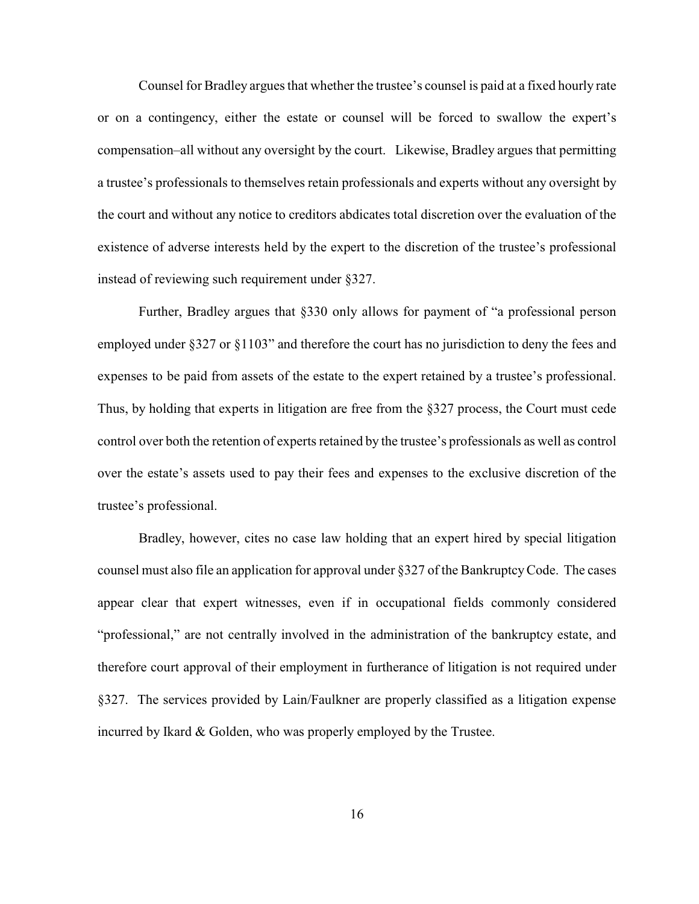Counsel for Bradley argues that whether the trustee's counsel is paid at a fixed hourly rate or on a contingency, either the estate or counsel will be forced to swallow the expert's compensation–all without any oversight by the court. Likewise, Bradley argues that permitting a trustee's professionals to themselves retain professionals and experts without any oversight by the court and without any notice to creditors abdicates total discretion over the evaluation of the existence of adverse interests held by the expert to the discretion of the trustee's professional instead of reviewing such requirement under §327.

Further, Bradley argues that §330 only allows for payment of "a professional person employed under §327 or §1103" and therefore the court has no jurisdiction to deny the fees and expenses to be paid from assets of the estate to the expert retained by a trustee's professional. Thus, by holding that experts in litigation are free from the §327 process, the Court must cede control over both the retention of experts retained by the trustee's professionals as well as control over the estate's assets used to pay their fees and expenses to the exclusive discretion of the trustee's professional.

Bradley, however, cites no case law holding that an expert hired by special litigation counsel must also file an application for approval under §327 of the Bankruptcy Code. The cases appear clear that expert witnesses, even if in occupational fields commonly considered "professional," are not centrally involved in the administration of the bankruptcy estate, and therefore court approval of their employment in furtherance of litigation is not required under §327. The services provided by Lain/Faulkner are properly classified as a litigation expense incurred by Ikard & Golden, who was properly employed by the Trustee.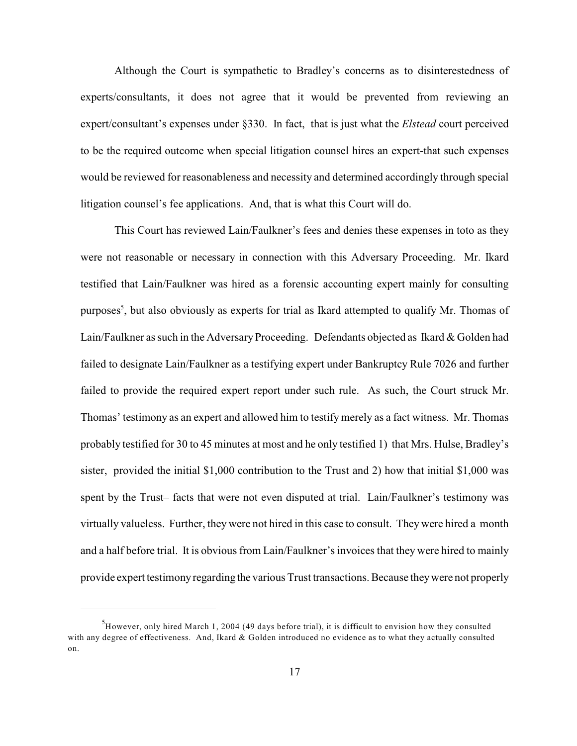Although the Court is sympathetic to Bradley's concerns as to disinterestedness of experts/consultants, it does not agree that it would be prevented from reviewing an expert/consultant's expenses under §330. In fact, that is just what the *Elstead* court perceived to be the required outcome when special litigation counsel hires an expert-that such expenses would be reviewed for reasonableness and necessity and determined accordingly through special litigation counsel's fee applications. And, that is what this Court will do.

This Court has reviewed Lain/Faulkner's fees and denies these expenses in toto as they were not reasonable or necessary in connection with this Adversary Proceeding. Mr. Ikard testified that Lain/Faulkner was hired as a forensic accounting expert mainly for consulting purposes[5], but also obviously as experts for trial as Ikard attempted to qualify Mr. Thomas of Lain/Faulkner as such in the Adversary Proceeding. Defendants objected as Ikard & Golden had failed to designate Lain/Faulkner as a testifying expert under Bankruptcy Rule 7026 and further failed to provide the required expert report under such rule. As such, the Court struck Mr. Thomas' testimony as an expert and allowed him to testify merely as a fact witness. Mr. Thomas probably testified for 30 to 45 minutes at most and he only testified 1) that Mrs. Hulse, Bradley's sister, provided the initial $1,000 contribution to the Trust and 2) how that initial $1,000 was spent by the Trust– facts that were not even disputed at trial. Lain/Faulkner's testimony was virtually valueless. Further, they were not hired in this case to consult. They were hired a month and a half before trial. It is obvious from Lain/Faulkner's invoices that they were hired to mainly provide expert testimony regarding the various Trust transactions. Because they were not properly

---

[5] However, only hired March 1, 2004 (49 days before trial), it is difficult to envision how they consulted with any degree of effectiveness. And, Ikard & Golden introduced no evidence as to what they actually consulted on.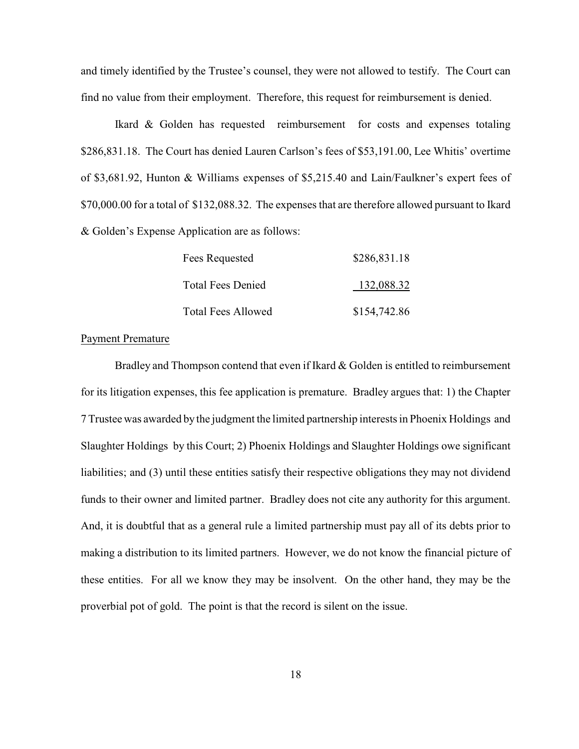and timely identified by the Trustee's counsel, they were not allowed to testify. The Court can find no value from their employment. Therefore, this request for reimbursement is denied.

Ikard & Golden has requested reimbursement for costs and expenses totaling $286,831.18. The Court has denied Lauren Carlson's fees of $53,191.00, Lee Whitis' overtime of $3,681.92, Hunton & Williams expenses of $5,215.40 and Lain/Faulkner's expert fees of $70,000.00 for a total of $132,088.32. The expenses that are therefore allowed pursuant to Ikard & Golden's Expense Application are as follows:

| | |
|---|---|
| Fees Requested | $286,831.18 |
| Total Fees Denied | 132,088.32 |
| Total Fees Allowed | $154,742.86 |

Payment Premature

Bradley and Thompson contend that even if Ikard & Golden is entitled to reimbursement for its litigation expenses, this fee application is premature. Bradley argues that: 1) the Chapter 7 Trustee was awarded by the judgment the limited partnership interests in Phoenix Holdings and Slaughter Holdings by this Court; 2) Phoenix Holdings and Slaughter Holdings owe significant liabilities; and (3) until these entities satisfy their respective obligations they may not dividend funds to their owner and limited partner. Bradley does not cite any authority for this argument. And, it is doubtful that as a general rule a limited partnership must pay all of its debts prior to making a distribution to its limited partners. However, we do not know the financial picture of these entities. For all we know they may be insolvent. On the other hand, they may be the proverbial pot of gold. The point is that the record is silent on the issue.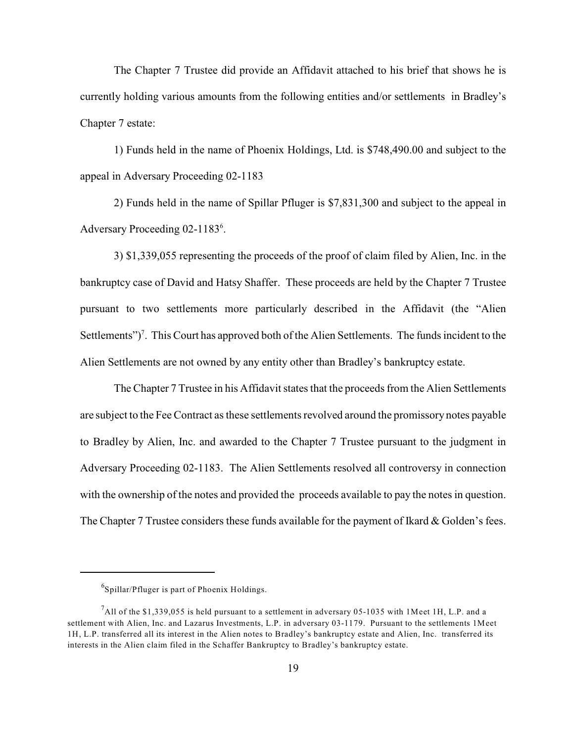The Chapter 7 Trustee did provide an Affidavit attached to his brief that shows he is currently holding various amounts from the following entities and/or settlements in Bradley's Chapter 7 estate:

1) Funds held in the name of Phoenix Holdings, Ltd. is $748,490.00 and subject to the appeal in Adversary Proceeding 02-1183

2) Funds held in the name of Spillar Pfluger is $7,831,300 and subject to the appeal in Adversary Proceeding 02-1183[6].

3) $1,339,055 representing the proceeds of the proof of claim filed by Alien, Inc. in the bankruptcy case of David and Hatsy Shaffer. These proceeds are held by the Chapter 7 Trustee pursuant to two settlements more particularly described in the Affidavit (the "Alien Settlements")[7]. This Court has approved both of the Alien Settlements. The funds incident to the Alien Settlements are not owned by any entity other than Bradley's bankruptcy estate.

The Chapter 7 Trustee in his Affidavit states that the proceeds from the Alien Settlements are subject to the Fee Contract as these settlements revolved around the promissory notes payable to Bradley by Alien, Inc. and awarded to the Chapter 7 Trustee pursuant to the judgment in Adversary Proceeding 02-1183. The Alien Settlements resolved all controversy in connection with the ownership of the notes and provided the proceeds available to pay the notes in question. The Chapter 7 Trustee considers these funds available for the payment of Ikard & Golden's fees.

---

[6] Spillar/Pfluger is part of Phoenix Holdings.

[7] All of the $1,339,055 is held pursuant to a settlement in adversary 05-1035 with 1Meet 1H, L.P. and a settlement with Alien, Inc. and Lazarus Investments, L.P. in adversary 03-1179. Pursuant to the settlements 1Meet 1H, L.P. transferred all its interest in the Alien notes to Bradley's bankruptcy estate and Alien, Inc. transferred its interests in the Alien claim filed in the Schaffer Bankruptcy to Bradley's bankruptcy estate.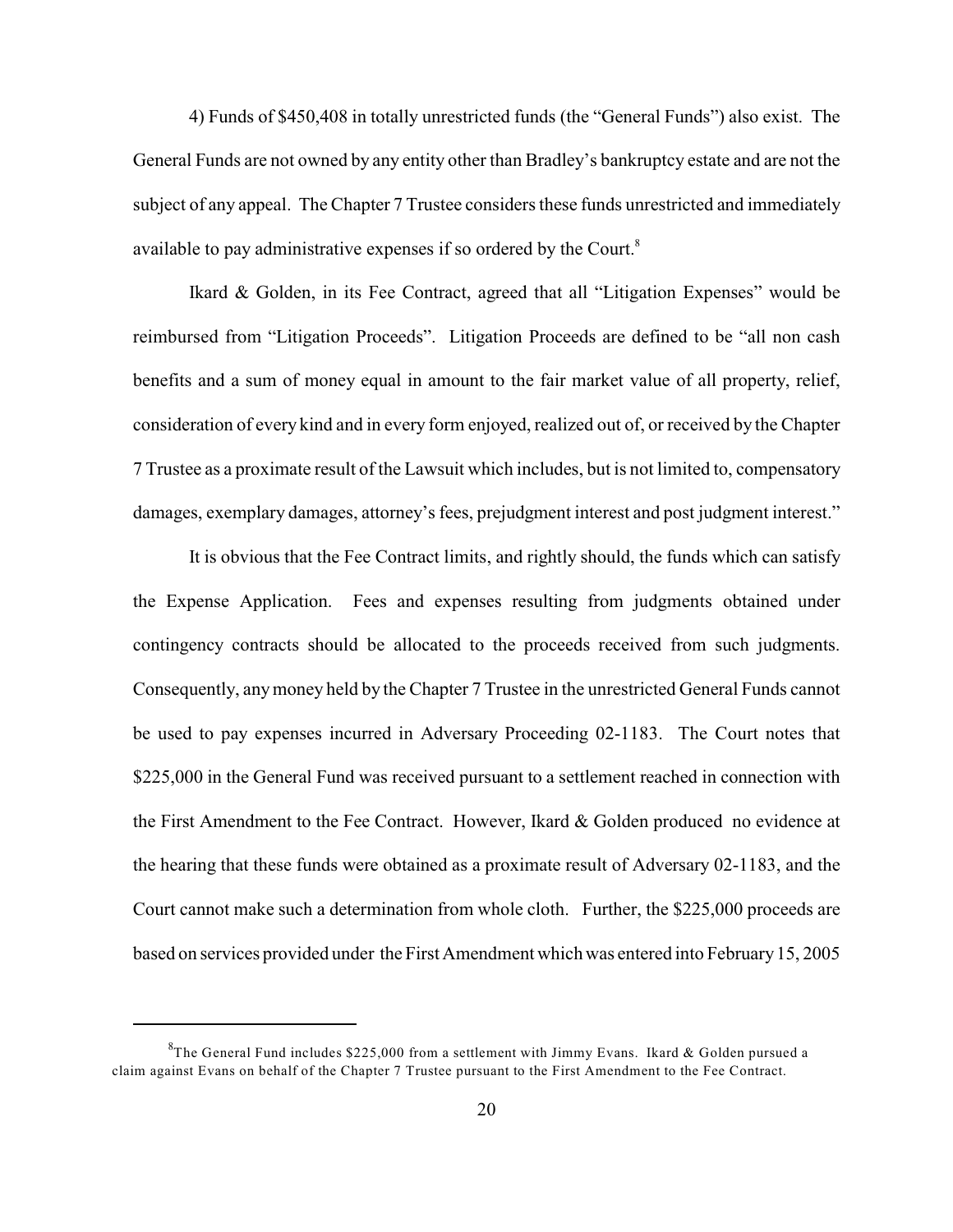4) Funds of $450,408 in totally unrestricted funds (the "General Funds") also exist. The General Funds are not owned by any entity other than Bradley's bankruptcy estate and are not the subject of any appeal. The Chapter 7 Trustee considers these funds unrestricted and immediately available to pay administrative expenses if so ordered by the Court.[8]

Ikard & Golden, in its Fee Contract, agreed that all "Litigation Expenses" would be reimbursed from "Litigation Proceeds". Litigation Proceeds are defined to be "all non cash benefits and a sum of money equal in amount to the fair market value of all property, relief, consideration of every kind and in every form enjoyed, realized out of, or received by the Chapter 7 Trustee as a proximate result of the Lawsuit which includes, but is not limited to, compensatory damages, exemplary damages, attorney's fees, prejudgment interest and post judgment interest."

It is obvious that the Fee Contract limits, and rightly should, the funds which can satisfy the Expense Application. Fees and expenses resulting from judgments obtained under contingency contracts should be allocated to the proceeds received from such judgments. Consequently, any money held by the Chapter 7 Trustee in the unrestricted General Funds cannot be used to pay expenses incurred in Adversary Proceeding 02-1183. The Court notes that $225,000 in the General Fund was received pursuant to a settlement reached in connection with the First Amendment to the Fee Contract. However, Ikard & Golden produced no evidence at the hearing that these funds were obtained as a proximate result of Adversary 02-1183, and the Court cannot make such a determination from whole cloth. Further, the $225,000 proceeds are based on services provided under the First Amendment which was entered into February 15, 2005

---

[8] The General Fund includes $225,000 from a settlement with Jimmy Evans. Ikard & Golden pursued a claim against Evans on behalf of the Chapter 7 Trustee pursuant to the First Amendment to the Fee Contract.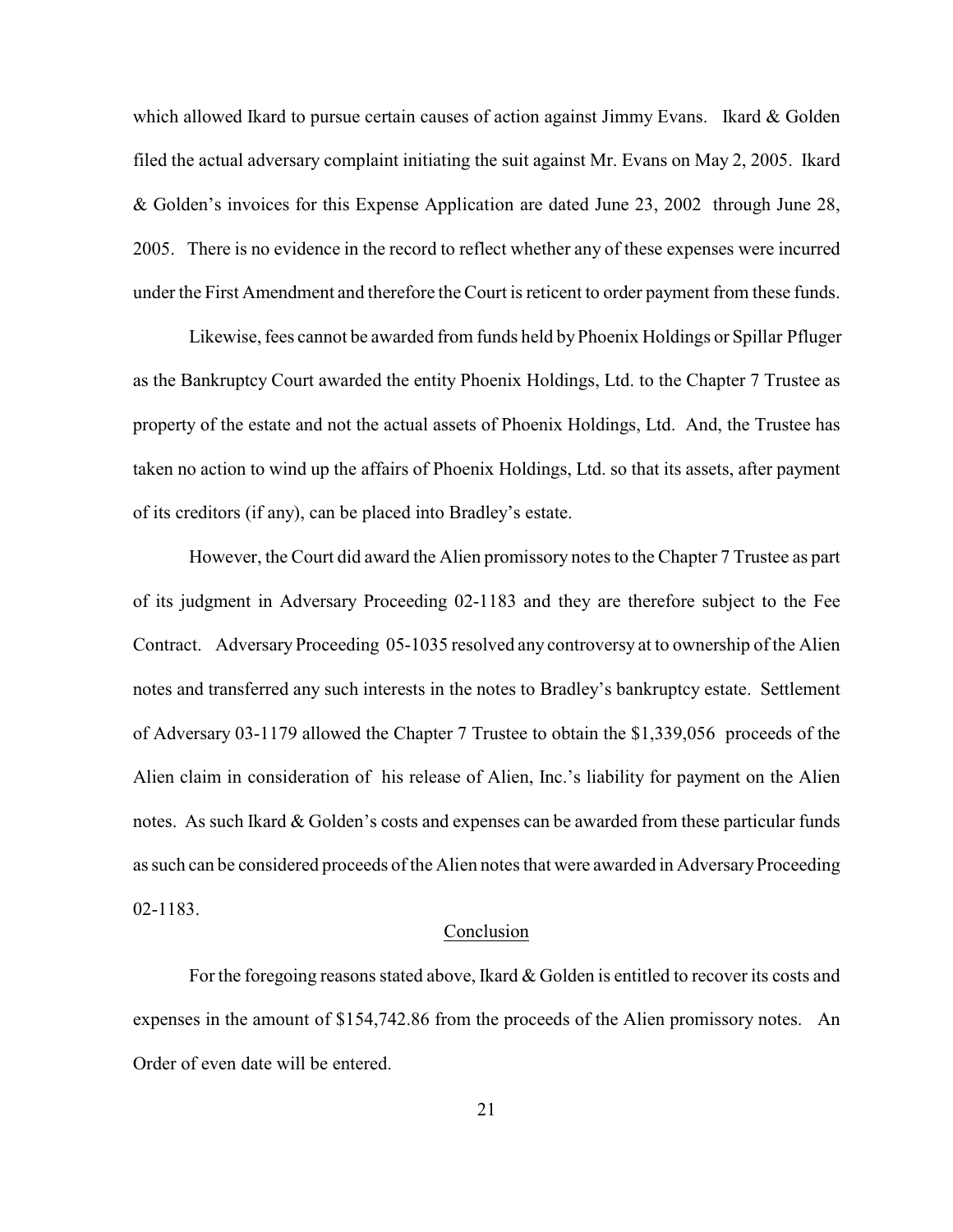which allowed Ikard to pursue certain causes of action against Jimmy Evans. Ikard & Golden filed the actual adversary complaint initiating the suit against Mr. Evans on May 2, 2005. Ikard & Golden's invoices for this Expense Application are dated June 23, 2002 through June 28, 2005. There is no evidence in the record to reflect whether any of these expenses were incurred under the First Amendment and therefore the Court is reticent to order payment from these funds.

Likewise, fees cannot be awarded from funds held by Phoenix Holdings or Spillar Pfluger as the Bankruptcy Court awarded the entity Phoenix Holdings, Ltd. to the Chapter 7 Trustee as property of the estate and not the actual assets of Phoenix Holdings, Ltd. And, the Trustee has taken no action to wind up the affairs of Phoenix Holdings, Ltd. so that its assets, after payment of its creditors (if any), can be placed into Bradley's estate.

However, the Court did award the Alien promissory notes to the Chapter 7 Trustee as part of its judgment in Adversary Proceeding 02-1183 and they are therefore subject to the Fee Contract. Adversary Proceeding 05-1035 resolved any controversy at to ownership of the Alien notes and transferred any such interests in the notes to Bradley's bankruptcy estate. Settlement of Adversary 03-1179 allowed the Chapter 7 Trustee to obtain the $1,339,056 proceeds of the Alien claim in consideration of his release of Alien, Inc.'s liability for payment on the Alien notes. As such Ikard & Golden's costs and expenses can be awarded from these particular funds as such can be considered proceeds of the Alien notes that were awarded in Adversary Proceeding 02-1183.

## Conclusion

For the foregoing reasons stated above, Ikard & Golden is entitled to recover its costs and expenses in the amount of $154,742.86 from the proceeds of the Alien promissory notes. An Order of even date will be entered.